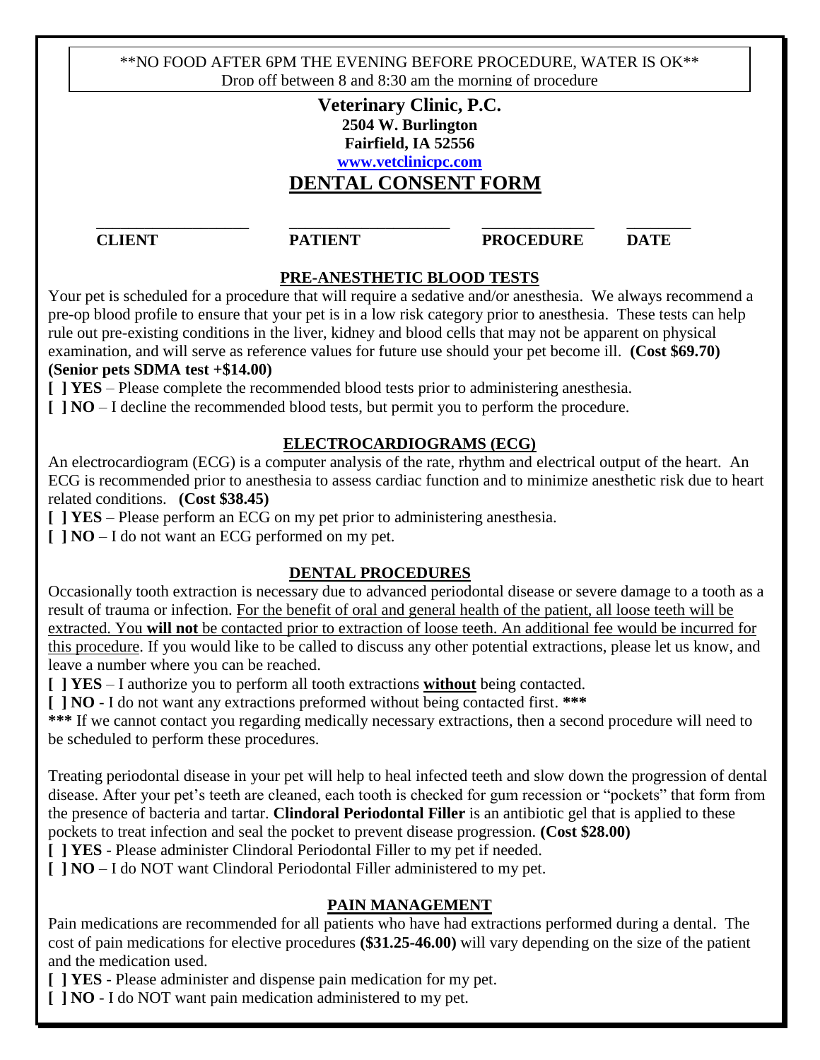**NO FOOD AFTER 6PM THE EVENING BEFORE PROCEDURE, WATER IS OK**
Drop off between 8 and 8:30 am the morning of procedure

**Veterinary Clinic, P.C.**
**2504 W. Burlington**
**Fairfield, IA 52556**
**www.vetclinicpc.com**

# DENTAL CONSENT FORM

| | | | |
|---|---|---|---|
| ____________________ | ____________________ | ______________ | ________ |
| **CLIENT** | **PATIENT** | **PROCEDURE** | **DATE** |

## PRE-ANESTHETIC BLOOD TESTS

Your pet is scheduled for a procedure that will require a sedative and/or anesthesia. We always recommend a pre-op blood profile to ensure that your pet is in a low risk category prior to anesthesia. These tests can help rule out pre-existing conditions in the liver, kidney and blood cells that may not be apparent on physical examination, and will serve as reference values for future use should your pet become ill. **(Cost $69.70) (Senior pets SDMA test +$14.00)**

**[ ] YES** – Please complete the recommended blood tests prior to administering anesthesia.
**[ ] NO** – I decline the recommended blood tests, but permit you to perform the procedure.

## ELECTROCARDIOGRAMS (ECG)

An electrocardiogram (ECG) is a computer analysis of the rate, rhythm and electrical output of the heart. An ECG is recommended prior to anesthesia to assess cardiac function and to minimize anesthetic risk due to heart related conditions. **(Cost $38.45)**

**[ ] YES** – Please perform an ECG on my pet prior to administering anesthesia.
**[ ] NO** – I do not want an ECG performed on my pet.

## DENTAL PROCEDURES

Occasionally tooth extraction is necessary due to advanced periodontal disease or severe damage to a tooth as a result of trauma or infection. For the benefit of oral and general health of the patient, all loose teeth will be extracted. You **will not** be contacted prior to extraction of loose teeth. An additional fee would be incurred for this procedure. If you would like to be called to discuss any other potential extractions, please let us know, and leave a number where you can be reached.

**[ ] YES** – I authorize you to perform all tooth extractions **without** being contacted.
**[ ] NO** - I do not want any extractions preformed without being contacted first. *****

***** If we cannot contact you regarding medically necessary extractions, then a second procedure will need to be scheduled to perform these procedures.

Treating periodontal disease in your pet will help to heal infected teeth and slow down the progression of dental disease. After your pet's teeth are cleaned, each tooth is checked for gum recession or "pockets" that form from the presence of bacteria and tartar. **Clindoral Periodontal Filler** is an antibiotic gel that is applied to these pockets to treat infection and seal the pocket to prevent disease progression. **(Cost $28.00)**

**[ ] YES** - Please administer Clindoral Periodontal Filler to my pet if needed.
**[ ] NO** – I do NOT want Clindoral Periodontal Filler administered to my pet.

## PAIN MANAGEMENT

Pain medications are recommended for all patients who have had extractions performed during a dental. The cost of pain medications for elective procedures **($31.25-46.00)** will vary depending on the size of the patient and the medication used.

**[ ] YES** - Please administer and dispense pain medication for my pet.
**[ ] NO** - I do NOT want pain medication administered to my pet.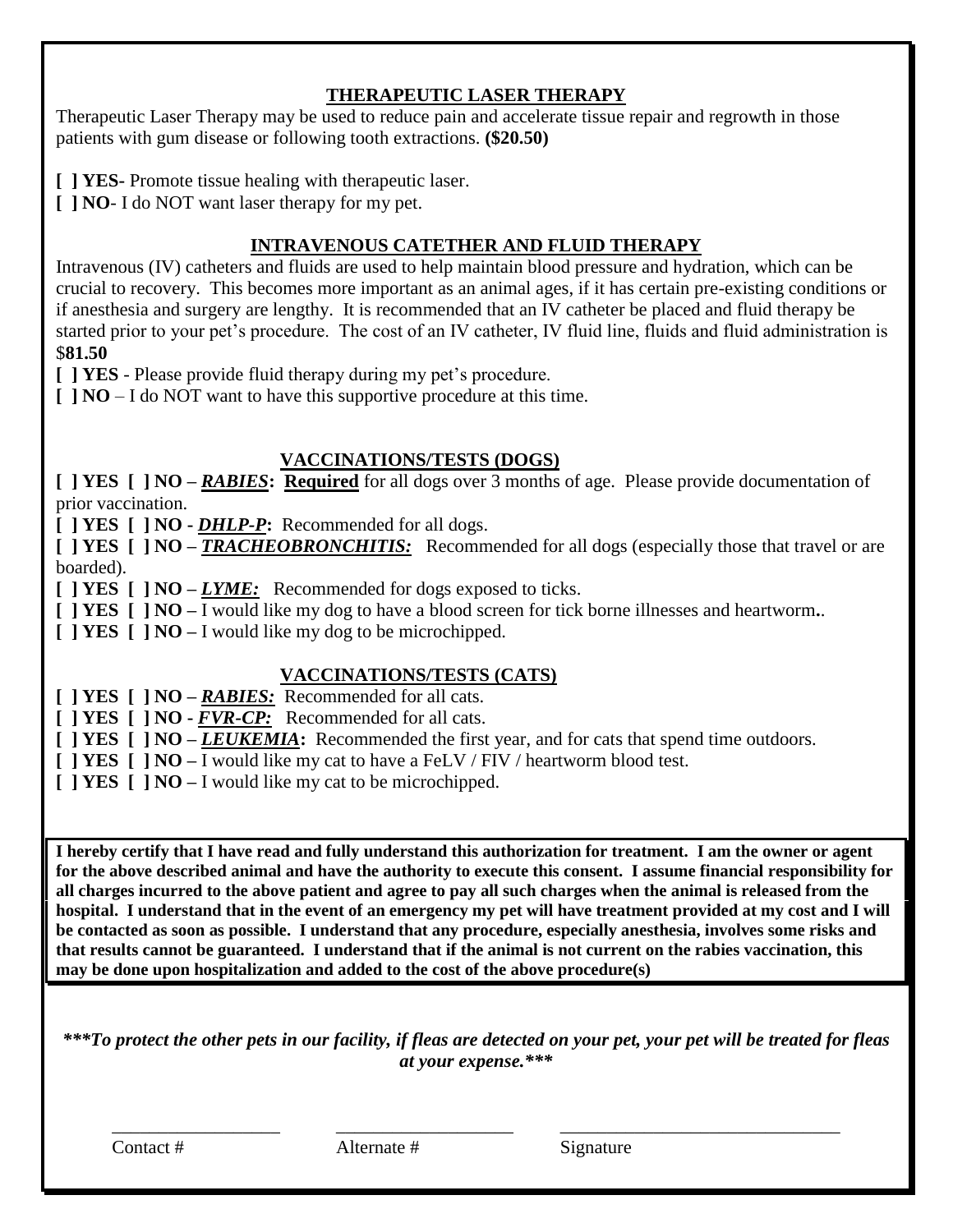## THERAPEUTIC LASER THERAPY

Therapeutic Laser Therapy may be used to reduce pain and accelerate tissue repair and regrowth in those patients with gum disease or following tooth extractions. **($20.50)**

**[ ] YES-** Promote tissue healing with therapeutic laser.
**[ ] NO-** I do NOT want laser therapy for my pet.

## INTRAVENOUS CATETHER AND FLUID THERAPY

Intravenous (IV) catheters and fluids are used to help maintain blood pressure and hydration, which can be crucial to recovery. This becomes more important as an animal ages, if it has certain pre-existing conditions or if anesthesia and surgery are lengthy. It is recommended that an IV catheter be placed and fluid therapy be started prior to your pet's procedure. The cost of an IV catheter, IV fluid line, fluids and fluid administration is $**81.50**

**[ ] YES** - Please provide fluid therapy during my pet's procedure.
**[ ] NO** – I do NOT want to have this supportive procedure at this time.

## VACCINATIONS/TESTS (DOGS)

**[ ] YES [ ] NO –** ***RABIES*****:** **Required** for all dogs over 3 months of age. Please provide documentation of prior vaccination.
**[ ] YES [ ] NO -** ***DHLP-P*****:** Recommended for all dogs.
**[ ] YES [ ] NO –** ***TRACHEOBRONCHITIS:*** Recommended for all dogs (especially those that travel or are boarded).
**[ ] YES [ ] NO –** ***LYME:*** Recommended for dogs exposed to ticks.
**[ ] YES [ ] NO –** I would like my dog to have a blood screen for tick borne illnesses and heartworm**.**.
**[ ] YES [ ] NO –** I would like my dog to be microchipped.

## VACCINATIONS/TESTS (CATS)

**[ ] YES [ ] NO –** ***RABIES:*** Recommended for all cats.
**[ ] YES [ ] NO -** ***FVR-CP:*** Recommended for all cats.
**[ ] YES [ ] NO –** ***LEUKEMIA*****:** Recommended the first year, and for cats that spend time outdoors.
**[ ] YES [ ] NO –** I would like my cat to have a FeLV / FIV / heartworm blood test.
**[ ] YES [ ] NO –** I would like my cat to be microchipped.

**I hereby certify that I have read and fully understand this authorization for treatment. I am the owner or agent for the above described animal and have the authority to execute this consent. I assume financial responsibility for all charges incurred to the above patient and agree to pay all such charges when the animal is released from the hospital. I understand that in the event of an emergency my pet will have treatment provided at my cost and I will be contacted as soon as possible. I understand that any procedure, especially anesthesia, involves some risks and that results cannot be guaranteed. I understand that if the animal is not current on the rabies vaccination, this may be done upon hospitalization and added to the cost of the above procedure(s)**

***\*\*\*To protect the other pets in our facility, if fleas are detected on your pet, your pet will be treated for fleas at your expense.\*\*\****

\_\_\_\_\_\_\_\_\_\_\_\_\_\_\_\_\_\_ \_\_\_\_\_\_\_\_\_\_\_\_\_\_\_\_\_\_\_ \_\_\_\_\_\_\_\_\_\_\_\_\_\_\_\_\_\_\_\_\_\_\_\_\_\_\_\_\_\_

Contact # Alternate # Signature